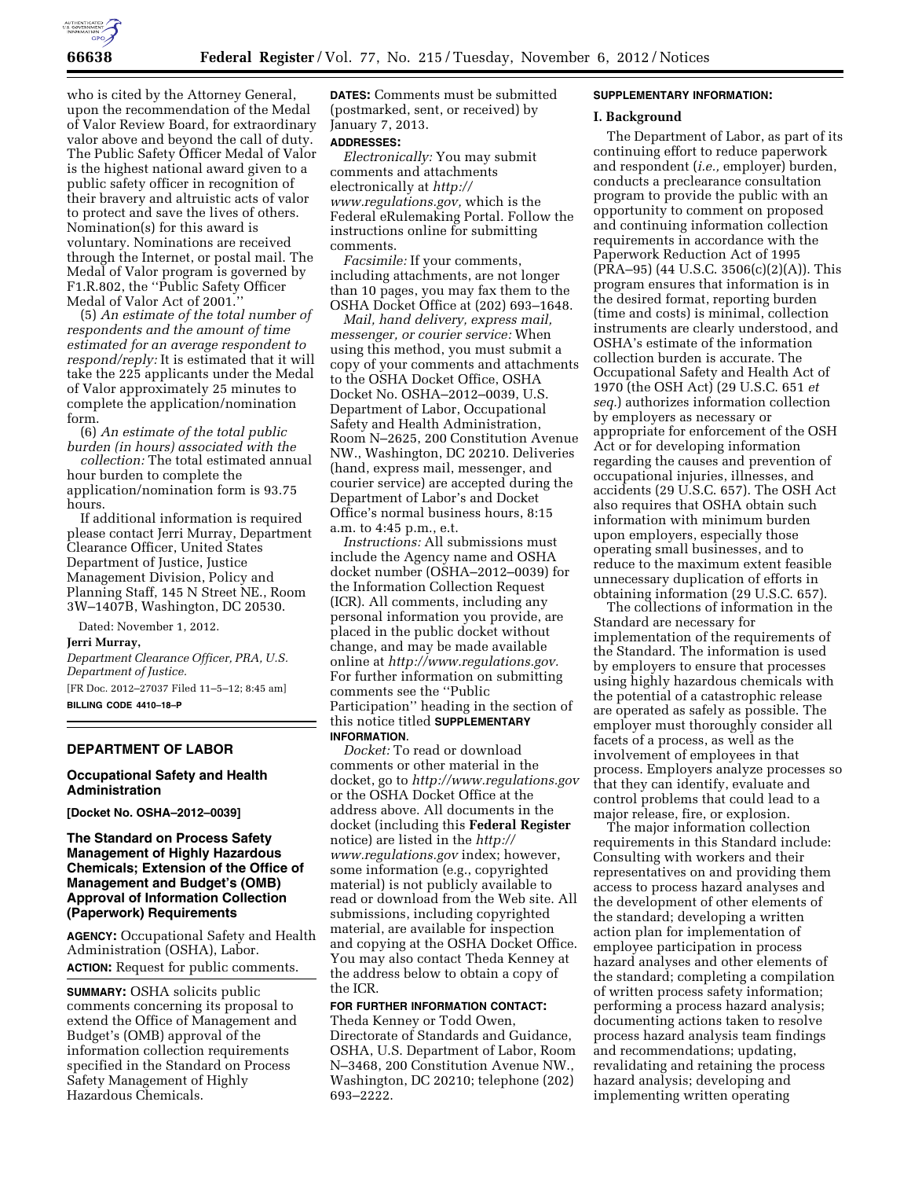who is cited by the Attorney General, upon the recommendation of the Medal of Valor Review Board, for extraordinary valor above and beyond the call of duty. The Public Safety Officer Medal of Valor is the highest national award given to a public safety officer in recognition of their bravery and altruistic acts of valor to protect and save the lives of others. Nomination(s) for this award is voluntary. Nominations are received through the Internet, or postal mail. The Medal of Valor program is governed by F1.R.802, the ''Public Safety Officer Medal of Valor Act of 2001.''

(5) *An estimate of the total number of respondents and the amount of time estimated for an average respondent to respond/reply:* It is estimated that it will take the 225 applicants under the Medal of Valor approximately 25 minutes to complete the application/nomination form.

(6) *An estimate of the total public burden (in hours) associated with the collection:* The total estimated annual hour burden to complete the application/nomination form is 93.75 hours.

If additional information is required please contact Jerri Murray, Department Clearance Officer, United States Department of Justice, Justice Management Division, Policy and Planning Staff, 145 N Street NE., Room 3W–1407B, Washington, DC 20530.

Dated: November 1, 2012.

**Jerri Murray,**

*Department Clearance Officer, PRA, U.S. Department of Justice.*

[FR Doc. 2012–27037 Filed 11–5–12; 8:45 am]

**BILLING CODE 4410–18–P**

## DEPARTMENT OF LABOR

### Occupational Safety and Health Administration

**[Docket No. OSHA–2012–0039]**

### The Standard on Process Safety Management of Highly Hazardous Chemicals; Extension of the Office of Management and Budget's (OMB) Approval of Information Collection (Paperwork) Requirements

**AGENCY:** Occupational Safety and Health Administration (OSHA), Labor.

**ACTION:** Request for public comments.

**SUMMARY:** OSHA solicits public comments concerning its proposal to extend the Office of Management and Budget's (OMB) approval of the information collection requirements specified in the Standard on Process Safety Management of Highly Hazardous Chemicals.

**DATES:** Comments must be submitted (postmarked, sent, or received) by January 7, 2013.

**ADDRESSES:**

*Electronically:* You may submit comments and attachments electronically at *http://www.regulations.gov,* which is the Federal eRulemaking Portal. Follow the instructions online for submitting comments.

*Facsimile:* If your comments, including attachments, are not longer than 10 pages, you may fax them to the OSHA Docket Office at (202) 693–1648.

*Mail, hand delivery, express mail, messenger, or courier service:* When using this method, you must submit a copy of your comments and attachments to the OSHA Docket Office, OSHA Docket No. OSHA–2012–0039, U.S. Department of Labor, Occupational Safety and Health Administration, Room N–2625, 200 Constitution Avenue NW., Washington, DC 20210. Deliveries (hand, express mail, messenger, and courier service) are accepted during the Department of Labor's and Docket Office's normal business hours, 8:15 a.m. to 4:45 p.m., e.t.

*Instructions:* All submissions must include the Agency name and OSHA docket number (OSHA–2012–0039) for the Information Collection Request (ICR). All comments, including any personal information you provide, are placed in the public docket without change, and may be made available online at *http://www.regulations.gov.* For further information on submitting comments see the ''Public Participation'' heading in the section of this notice titled **SUPPLEMENTARY INFORMATION.**

*Docket:* To read or download comments or other material in the docket, go to *http://www.regulations.gov* or the OSHA Docket Office at the address above. All documents in the docket (including this **Federal Register** notice) are listed in the *http://www.regulations.gov* index; however, some information (e.g., copyrighted material) is not publicly available to read or download from the Web site. All submissions, including copyrighted material, are available for inspection and copying at the OSHA Docket Office. You may also contact Theda Kenney at the address below to obtain a copy of the ICR.

**FOR FURTHER INFORMATION CONTACT:** Theda Kenney or Todd Owen, Directorate of Standards and Guidance, OSHA, U.S. Department of Labor, Room N–3468, 200 Constitution Avenue NW., Washington, DC 20210; telephone (202) 693–2222.

**SUPPLEMENTARY INFORMATION:**

**I. Background**

The Department of Labor, as part of its continuing effort to reduce paperwork and respondent (*i.e.,* employer) burden, conducts a preclearance consultation program to provide the public with an opportunity to comment on proposed and continuing information collection requirements in accordance with the Paperwork Reduction Act of 1995 (PRA–95) (44 U.S.C. 3506(c)(2)(A)). This program ensures that information is in the desired format, reporting burden (time and costs) is minimal, collection instruments are clearly understood, and OSHA's estimate of the information collection burden is accurate. The Occupational Safety and Health Act of 1970 (the OSH Act) (29 U.S.C. 651 *et seq.*) authorizes information collection by employers as necessary or appropriate for enforcement of the OSH Act or for developing information regarding the causes and prevention of occupational injuries, illnesses, and accidents (29 U.S.C. 657). The OSH Act also requires that OSHA obtain such information with minimum burden upon employers, especially those operating small businesses, and to reduce to the maximum extent feasible unnecessary duplication of efforts in obtaining information (29 U.S.C. 657).

The collections of information in the Standard are necessary for implementation of the requirements of the Standard. The information is used by employers to ensure that processes using highly hazardous chemicals with the potential of a catastrophic release are operated as safely as possible. The employer must thoroughly consider all facets of a process, as well as the involvement of employees in that process. Employers analyze processes so that they can identify, evaluate and control problems that could lead to a major release, fire, or explosion.

The major information collection requirements in this Standard include: Consulting with workers and their representatives on and providing them access to process hazard analyses and the development of other elements of the standard; developing a written action plan for implementation of employee participation in process hazard analyses and other elements of the standard; completing a compilation of written process safety information; performing a process hazard analysis; documenting actions taken to resolve process hazard analysis team findings and recommendations; updating, revalidating and retaining the process hazard analysis; developing and implementing written operating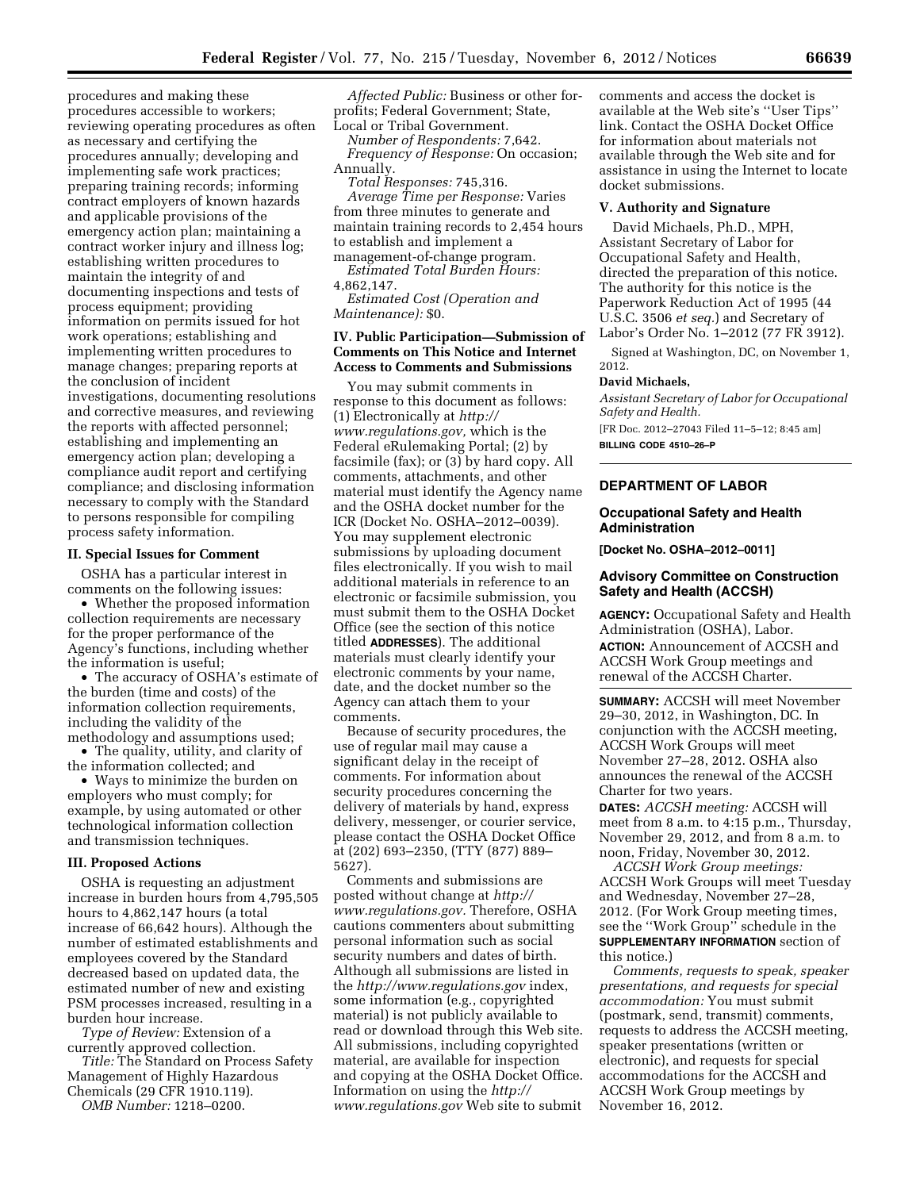procedures and making these procedures accessible to workers; reviewing operating procedures as often as necessary and certifying the procedures annually; developing and implementing safe work practices; preparing training records; informing contract employers of known hazards and applicable provisions of the emergency action plan; maintaining a contract worker injury and illness log; establishing written procedures to maintain the integrity of and documenting inspections and tests of process equipment; providing information on permits issued for hot work operations; establishing and implementing written procedures to manage changes; preparing reports at the conclusion of incident investigations, documenting resolutions and corrective measures, and reviewing the reports with affected personnel; establishing and implementing an emergency action plan; developing a compliance audit report and certifying compliance; and disclosing information necessary to comply with the Standard to persons responsible for compiling process safety information.

### II. Special Issues for Comment

OSHA has a particular interest in comments on the following issues:

- Whether the proposed information collection requirements are necessary for the proper performance of the Agency's functions, including whether the information is useful;
- The accuracy of OSHA's estimate of the burden (time and costs) of the information collection requirements, including the validity of the methodology and assumptions used;
- The quality, utility, and clarity of the information collected; and
- Ways to minimize the burden on employers who must comply; for example, by using automated or other technological information collection and transmission techniques.

### III. Proposed Actions

OSHA is requesting an adjustment increase in burden hours from 4,795,505 hours to 4,862,147 hours (a total increase of 66,642 hours). Although the number of estimated establishments and employees covered by the Standard decreased based on updated data, the estimated number of new and existing PSM processes increased, resulting in a burden hour increase.

*Type of Review:* Extension of a currently approved collection.

*Title:* The Standard on Process Safety Management of Highly Hazardous Chemicals (29 CFR 1910.119).

*OMB Number:* 1218–0200.

*Affected Public:* Business or other for-profits; Federal Government; State, Local or Tribal Government.

*Number of Respondents:* 7,642.

*Frequency of Response:* On occasion; Annually.

*Total Responses:* 745,316.

*Average Time per Response:* Varies from three minutes to generate and maintain training records to 2,454 hours to establish and implement a management-of-change program.

*Estimated Total Burden Hours:* 4,862,147.

*Estimated Cost (Operation and Maintenance):* $0.

### IV. Public Participation—Submission of Comments on This Notice and Internet Access to Comments and Submissions

You may submit comments in response to this document as follows: (1) Electronically at *http://www.regulations.gov,* which is the Federal eRulemaking Portal; (2) by facsimile (fax); or (3) by hard copy. All comments, attachments, and other material must identify the Agency name and the OSHA docket number for the ICR (Docket No. OSHA–2012–0039). You may supplement electronic submissions by uploading document files electronically. If you wish to mail additional materials in reference to an electronic or facsimile submission, you must submit them to the OSHA Docket Office (see the section of this notice titled **ADDRESSES**). The additional materials must clearly identify your electronic comments by your name, date, and the docket number so the Agency can attach them to your comments.

Because of security procedures, the use of regular mail may cause a significant delay in the receipt of comments. For information about security procedures concerning the delivery of materials by hand, express delivery, messenger, or courier service, please contact the OSHA Docket Office at (202) 693–2350, (TTY (877) 889–5627).

Comments and submissions are posted without change at *http://www.regulations.gov.* Therefore, OSHA cautions commenters about submitting personal information such as social security numbers and dates of birth. Although all submissions are listed in the *http://www.regulations.gov* index, some information (e.g., copyrighted material) is not publicly available to read or download through this Web site. All submissions, including copyrighted material, are available for inspection and copying at the OSHA Docket Office. Information on using the *http://www.regulations.gov* Web site to submit comments and access the docket is available at the Web site's ''User Tips'' link. Contact the OSHA Docket Office for information about materials not available through the Web site and for assistance in using the Internet to locate docket submissions.

### V. Authority and Signature

David Michaels, Ph.D., MPH, Assistant Secretary of Labor for Occupational Safety and Health, directed the preparation of this notice. The authority for this notice is the Paperwork Reduction Act of 1995 (44 U.S.C. 3506 *et seq.*) and Secretary of Labor's Order No. 1–2012 (77 FR 3912).

Signed at Washington, DC, on November 1, 2012.

**David Michaels,**

*Assistant Secretary of Labor for Occupational Safety and Health.*

[FR Doc. 2012–27043 Filed 11–5–12; 8:45 am]

**BILLING CODE 4510–26–P**

---

## DEPARTMENT OF LABOR

### Occupational Safety and Health Administration

**[Docket No. OSHA–2012–0011]**

### Advisory Committee on Construction Safety and Health (ACCSH)

**AGENCY:** Occupational Safety and Health Administration (OSHA), Labor.

**ACTION:** Announcement of ACCSH and ACCSH Work Group meetings and renewal of the ACCSH Charter.

**SUMMARY:** ACCSH will meet November 29–30, 2012, in Washington, DC. In conjunction with the ACCSH meeting, ACCSH Work Groups will meet November 27–28, 2012. OSHA also announces the renewal of the ACCSH Charter for two years.

**DATES:** *ACCSH meeting:* ACCSH will meet from 8 a.m. to 4:15 p.m., Thursday, November 29, 2012, and from 8 a.m. to noon, Friday, November 30, 2012.

*ACCSH Work Group meetings:* ACCSH Work Groups will meet Tuesday and Wednesday, November 27–28, 2012. (For Work Group meeting times, see the ''Work Group'' schedule in the **SUPPLEMENTARY INFORMATION** section of this notice.)

*Comments, requests to speak, speaker presentations, and requests for special accommodation:* You must submit (postmark, send, transmit) comments, requests to address the ACCSH meeting, speaker presentations (written or electronic), and requests for special accommodations for the ACCSH and ACCSH Work Group meetings by November 16, 2012.